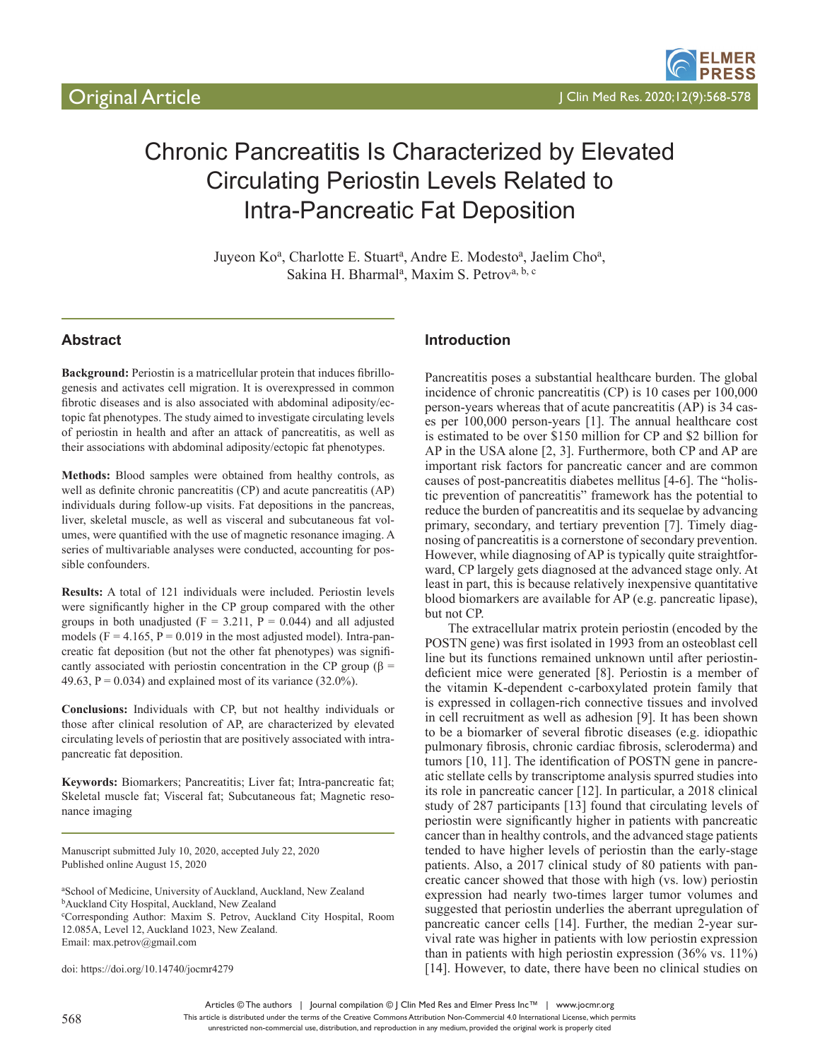Original Article

# Chronic Pancreatitis Is Characterized by Elevated Circulating Periostin Levels Related to Intra-Pancreatic Fat Deposition

Juyeon Ko[a], Charlotte E. Stuart[a], Andre E. Modesto[a], Jaelim Cho[a], Sakina H. Bharmal[a], Maxim S. Petrov[a, b, c]

## Abstract

**Background:** Periostin is a matricellular protein that induces fibrillogenesis and activates cell migration. It is overexpressed in common fibrotic diseases and is also associated with abdominal adiposity/ectopic fat phenotypes. The study aimed to investigate circulating levels of periostin in health and after an attack of pancreatitis, as well as their associations with abdominal adiposity/ectopic fat phenotypes.

**Methods:** Blood samples were obtained from healthy controls, as well as definite chronic pancreatitis (CP) and acute pancreatitis (AP) individuals during follow-up visits. Fat depositions in the pancreas, liver, skeletal muscle, as well as visceral and subcutaneous fat volumes, were quantified with the use of magnetic resonance imaging. A series of multivariable analyses were conducted, accounting for possible confounders.

**Results:** A total of 121 individuals were included. Periostin levels were significantly higher in the CP group compared with the other groups in both unadjusted ($F = 3.211$, $P = 0.044$) and all adjusted models ($F = 4.165$, $P = 0.019$ in the most adjusted model). Intra-pancreatic fat deposition (but not the other fat phenotypes) was significantly associated with periostin concentration in the CP group ($\beta = 49.63$, $P = 0.034$) and explained most of its variance (32.0%).

**Conclusions:** Individuals with CP, but not healthy individuals or those after clinical resolution of AP, are characterized by elevated circulating levels of periostin that are positively associated with intra-pancreatic fat deposition.

**Keywords:** Biomarkers; Pancreatitis; Liver fat; Intra-pancreatic fat; Skeletal muscle fat; Visceral fat; Subcutaneous fat; Magnetic resonance imaging

Manuscript submitted July 10, 2020, accepted July 22, 2020
Published online August 15, 2020

[a]School of Medicine, University of Auckland, Auckland, New Zealand
[b]Auckland City Hospital, Auckland, New Zealand
[c]Corresponding Author: Maxim S. Petrov, Auckland City Hospital, Room 12.085A, Level 12, Auckland 1023, New Zealand.
Email: max.petrov@gmail.com

doi: https://doi.org/10.14740/jocmr4279

## Introduction

Pancreatitis poses a substantial healthcare burden. The global incidence of chronic pancreatitis (CP) is 10 cases per 100,000 person-years whereas that of acute pancreatitis (AP) is 34 cases per 100,000 person-years [1]. The annual healthcare cost is estimated to be over $150 million for CP and $2 billion for AP in the USA alone [2, 3]. Furthermore, both CP and AP are important risk factors for pancreatic cancer and are common causes of post-pancreatitis diabetes mellitus [4-6]. The "holistic prevention of pancreatitis" framework has the potential to reduce the burden of pancreatitis and its sequelae by advancing primary, secondary, and tertiary prevention [7]. Timely diagnosing of pancreatitis is a cornerstone of secondary prevention. However, while diagnosing of AP is typically quite straightforward, CP largely gets diagnosed at the advanced stage only. At least in part, this is because relatively inexpensive quantitative blood biomarkers are available for AP (e.g. pancreatic lipase), but not CP.

The extracellular matrix protein periostin (encoded by the POSTN gene) was first isolated in 1993 from an osteoblast cell line but its functions remained unknown until after periostin-deficient mice were generated [8]. Periostin is a member of the vitamin K-dependent c-carboxylated protein family that is expressed in collagen-rich connective tissues and involved in cell recruitment as well as adhesion [9]. It has been shown to be a biomarker of several fibrotic diseases (e.g. idiopathic pulmonary fibrosis, chronic cardiac fibrosis, scleroderma) and tumors [10, 11]. The identification of POSTN gene in pancreatic stellate cells by transcriptome analysis spurred studies into its role in pancreatic cancer [12]. In particular, a 2018 clinical study of 287 participants [13] found that circulating levels of periostin were significantly higher in patients with pancreatic cancer than in healthy controls, and the advanced stage patients tended to have higher levels of periostin than the early-stage patients. Also, a 2017 clinical study of 80 patients with pancreatic cancer showed that those with high (vs. low) periostin expression had nearly two-times larger tumor volumes and suggested that periostin underlies the aberrant upregulation of pancreatic cancer cells [14]. Further, the median 2-year survival rate was higher in patients with low periostin expression than in patients with high periostin expression (36% vs. 11%) [14]. However, to date, there have been no clinical studies on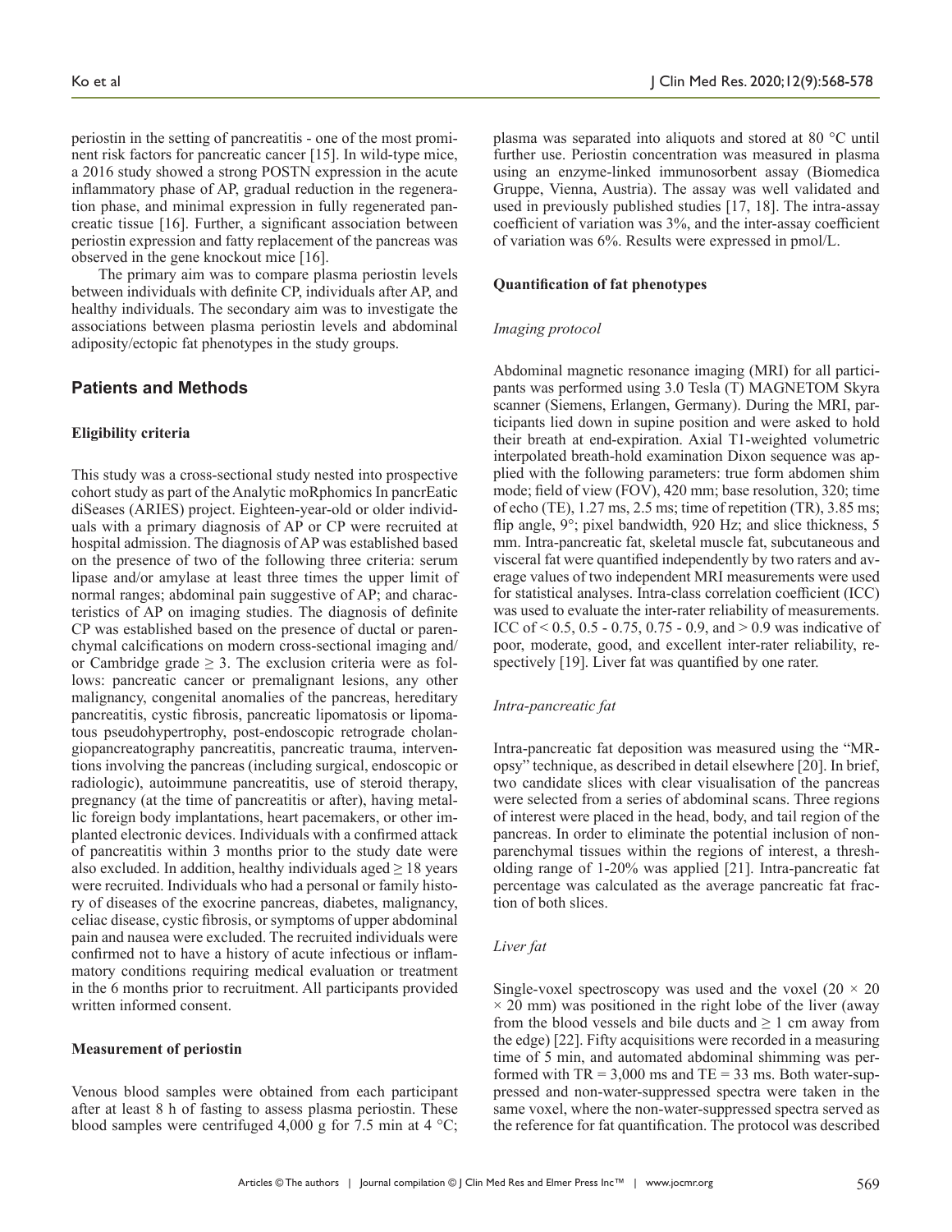periostin in the setting of pancreatitis - one of the most prominent risk factors for pancreatic cancer [15]. In wild-type mice, a 2016 study showed a strong POSTN expression in the acute inflammatory phase of AP, gradual reduction in the regeneration phase, and minimal expression in fully regenerated pancreatic tissue [16]. Further, a significant association between periostin expression and fatty replacement of the pancreas was observed in the gene knockout mice [16].

The primary aim was to compare plasma periostin levels between individuals with definite CP, individuals after AP, and healthy individuals. The secondary aim was to investigate the associations between plasma periostin levels and abdominal adiposity/ectopic fat phenotypes in the study groups.

## Patients and Methods

### Eligibility criteria

This study was a cross-sectional study nested into prospective cohort study as part of the Analytic moRphomics In pancrEatic diSeases (ARIES) project. Eighteen-year-old or older individuals with a primary diagnosis of AP or CP were recruited at hospital admission. The diagnosis of AP was established based on the presence of two of the following three criteria: serum lipase and/or amylase at least three times the upper limit of normal ranges; abdominal pain suggestive of AP; and characteristics of AP on imaging studies. The diagnosis of definite CP was established based on the presence of ductal or parenchymal calcifications on modern cross-sectional imaging and/or Cambridge grade ≥ 3. The exclusion criteria were as follows: pancreatic cancer or premalignant lesions, any other malignancy, congenital anomalies of the pancreas, hereditary pancreatitis, cystic fibrosis, pancreatic lipomatosis or lipomatous pseudohypertrophy, post-endoscopic retrograde cholangiopancreatography pancreatitis, pancreatic trauma, interventions involving the pancreas (including surgical, endoscopic or radiologic), autoimmune pancreatitis, use of steroid therapy, pregnancy (at the time of pancreatitis or after), having metallic foreign body implantations, heart pacemakers, or other implanted electronic devices. Individuals with a confirmed attack of pancreatitis within 3 months prior to the study date were also excluded. In addition, healthy individuals aged ≥ 18 years were recruited. Individuals who had a personal or family history of diseases of the exocrine pancreas, diabetes, malignancy, celiac disease, cystic fibrosis, or symptoms of upper abdominal pain and nausea were excluded. The recruited individuals were confirmed not to have a history of acute infectious or inflammatory conditions requiring medical evaluation or treatment in the 6 months prior to recruitment. All participants provided written informed consent.

### Measurement of periostin

Venous blood samples were obtained from each participant after at least 8 h of fasting to assess plasma periostin. These blood samples were centrifuged 4,000 g for 7.5 min at 4 °C; plasma was separated into aliquots and stored at 80 °C until further use. Periostin concentration was measured in plasma using an enzyme-linked immunosorbent assay (Biomedica Gruppe, Vienna, Austria). The assay was well validated and used in previously published studies [17, 18]. The intra-assay coefficient of variation was 3%, and the inter-assay coefficient of variation was 6%. Results were expressed in pmol/L.

### Quantification of fat phenotypes

*Imaging protocol*

Abdominal magnetic resonance imaging (MRI) for all participants was performed using 3.0 Tesla (T) MAGNETOM Skyra scanner (Siemens, Erlangen, Germany). During the MRI, participants lied down in supine position and were asked to hold their breath at end-expiration. Axial T1-weighted volumetric interpolated breath-hold examination Dixon sequence was applied with the following parameters: true form abdomen shim mode; field of view (FOV), 420 mm; base resolution, 320; time of echo (TE), 1.27 ms, 2.5 ms; time of repetition (TR), 3.85 ms; flip angle, 9°; pixel bandwidth, 920 Hz; and slice thickness, 5 mm. Intra-pancreatic fat, skeletal muscle fat, subcutaneous and visceral fat were quantified independently by two raters and average values of two independent MRI measurements were used for statistical analyses. Intra-class correlation coefficient (ICC) was used to evaluate the inter-rater reliability of measurements. ICC of < 0.5, 0.5 - 0.75, 0.75 - 0.9, and > 0.9 was indicative of poor, moderate, good, and excellent inter-rater reliability, respectively [19]. Liver fat was quantified by one rater.

*Intra-pancreatic fat*

Intra-pancreatic fat deposition was measured using the "MR-opsy" technique, as described in detail elsewhere [20]. In brief, two candidate slices with clear visualisation of the pancreas were selected from a series of abdominal scans. Three regions of interest were placed in the head, body, and tail region of the pancreas. In order to eliminate the potential inclusion of non-parenchymal tissues within the regions of interest, a thresholding range of 1-20% was applied [21]. Intra-pancreatic fat percentage was calculated as the average pancreatic fat fraction of both slices.

*Liver fat*

Single-voxel spectroscopy was used and the voxel ($20 \times 20 \times 20$ mm) was positioned in the right lobe of the liver (away from the blood vessels and bile ducts and ≥ 1 cm away from the edge) [22]. Fifty acquisitions were recorded in a measuring time of 5 min, and automated abdominal shimming was performed with TR = 3,000 ms and TE = 33 ms. Both water-suppressed and non-water-suppressed spectra were taken in the same voxel, where the non-water-suppressed spectra served as the reference for fat quantification. The protocol was described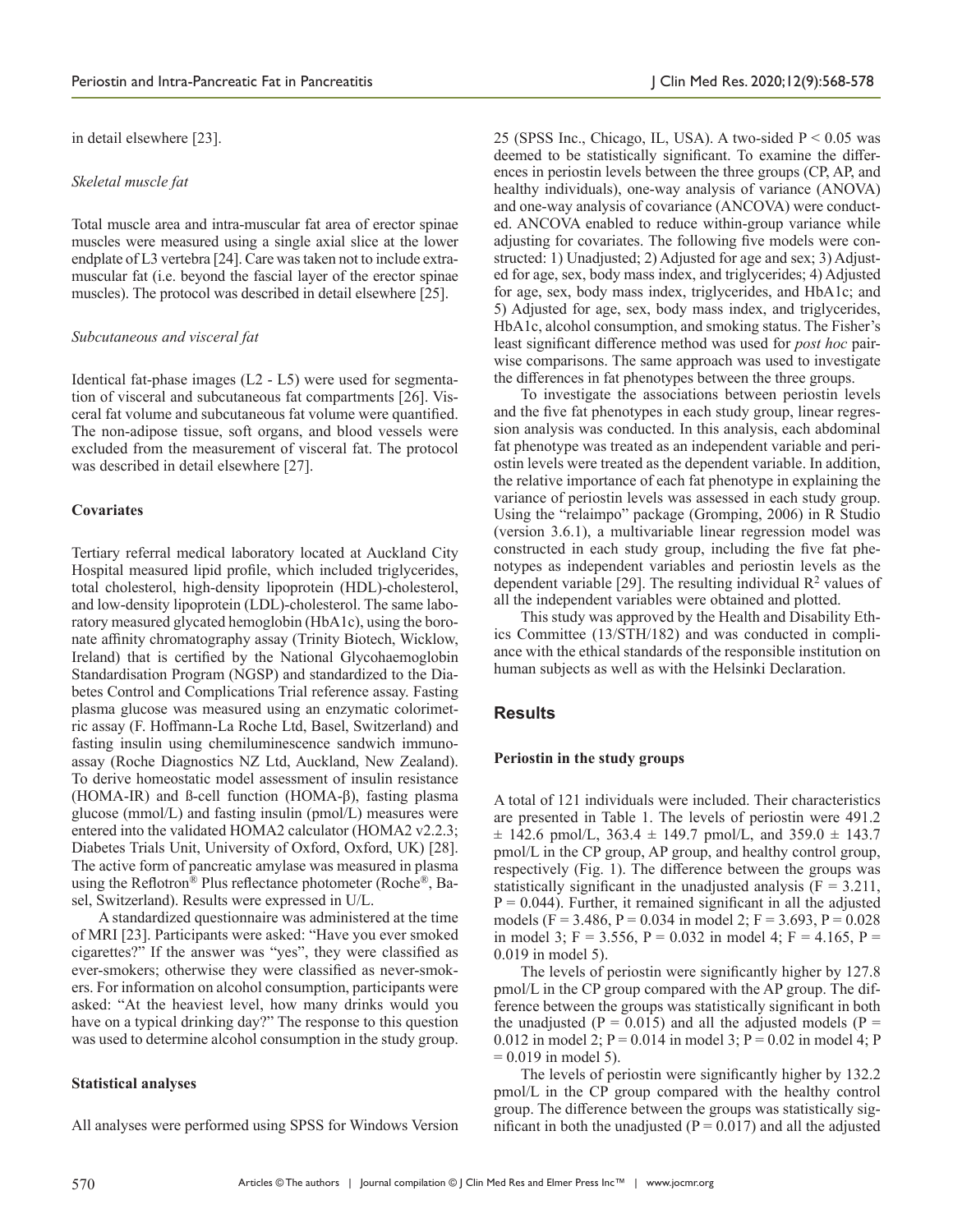in detail elsewhere [23].

*Skeletal muscle fat*

Total muscle area and intra-muscular fat area of erector spinae muscles were measured using a single axial slice at the lower endplate of L3 vertebra [24]. Care was taken not to include extra-muscular fat (i.e. beyond the fascial layer of the erector spinae muscles). The protocol was described in detail elsewhere [25].

*Subcutaneous and visceral fat*

Identical fat-phase images (L2 - L5) were used for segmentation of visceral and subcutaneous fat compartments [26]. Visceral fat volume and subcutaneous fat volume were quantified. The non-adipose tissue, soft organs, and blood vessels were excluded from the measurement of visceral fat. The protocol was described in detail elsewhere [27].

### Covariates

Tertiary referral medical laboratory located at Auckland City Hospital measured lipid profile, which included triglycerides, total cholesterol, high-density lipoprotein (HDL)-cholesterol, and low-density lipoprotein (LDL)-cholesterol. The same laboratory measured glycated hemoglobin (HbA1c), using the boronate affinity chromatography assay (Trinity Biotech, Wicklow, Ireland) that is certified by the National Glycohaemoglobin Standardisation Program (NGSP) and standardized to the Diabetes Control and Complications Trial reference assay. Fasting plasma glucose was measured using an enzymatic colorimetric assay (F. Hoffmann-La Roche Ltd, Basel, Switzerland) and fasting insulin using chemiluminescence sandwich immunoassay (Roche Diagnostics NZ Ltd, Auckland, New Zealand). To derive homeostatic model assessment of insulin resistance (HOMA-IR) and ß-cell function (HOMA-β), fasting plasma glucose (mmol/L) and fasting insulin (pmol/L) measures were entered into the validated HOMA2 calculator (HOMA2 v2.2.3; Diabetes Trials Unit, University of Oxford, Oxford, UK) [28]. The active form of pancreatic amylase was measured in plasma using the Reflotron® Plus reflectance photometer (Roche®, Basel, Switzerland). Results were expressed in U/L.

A standardized questionnaire was administered at the time of MRI [23]. Participants were asked: "Have you ever smoked cigarettes?" If the answer was "yes", they were classified as ever-smokers; otherwise they were classified as never-smokers. For information on alcohol consumption, participants were asked: "At the heaviest level, how many drinks would you have on a typical drinking day?" The response to this question was used to determine alcohol consumption in the study group.

### Statistical analyses

All analyses were performed using SPSS for Windows Version 25 (SPSS Inc., Chicago, IL, USA). A two-sided $P < 0.05$ was deemed to be statistically significant. To examine the differences in periostin levels between the three groups (CP, AP, and healthy individuals), one-way analysis of variance (ANOVA) and one-way analysis of covariance (ANCOVA) were conducted. ANCOVA enabled to reduce within-group variance while adjusting for covariates. The following five models were constructed: 1) Unadjusted; 2) Adjusted for age and sex; 3) Adjusted for age, sex, body mass index, and triglycerides; 4) Adjusted for age, sex, body mass index, triglycerides, and HbA1c; and 5) Adjusted for age, sex, body mass index, and triglycerides, HbA1c, alcohol consumption, and smoking status. The Fisher's least significant difference method was used for *post hoc* pairwise comparisons. The same approach was used to investigate the differences in fat phenotypes between the three groups.

To investigate the associations between periostin levels and the five fat phenotypes in each study group, linear regression analysis was conducted. In this analysis, each abdominal fat phenotype was treated as an independent variable and periostin levels were treated as the dependent variable. In addition, the relative importance of each fat phenotype in explaining the variance of periostin levels was assessed in each study group. Using the "relaimpo" package (Gromping, 2006) in R Studio (version 3.6.1), a multivariable linear regression model was constructed in each study group, including the five fat phenotypes as independent variables and periostin levels as the dependent variable [29]. The resulting individual $R^2$ values of all the independent variables were obtained and plotted.

This study was approved by the Health and Disability Ethics Committee (13/STH/182) and was conducted in compliance with the ethical standards of the responsible institution on human subjects as well as with the Helsinki Declaration.

## Results

### Periostin in the study groups

A total of 121 individuals were included. Their characteristics are presented in Table 1. The levels of periostin were 491.2 ± 142.6 pmol/L, 363.4 ± 149.7 pmol/L, and 359.0 ± 143.7 pmol/L in the CP group, AP group, and healthy control group, respectively (Fig. 1). The difference between the groups was statistically significant in the unadjusted analysis ($F = 3.211$, $P = 0.044$). Further, it remained significant in all the adjusted models ($F = 3.486$, $P = 0.034$ in model 2; $F = 3.693$, $P = 0.028$ in model 3; $F = 3.556$, $P = 0.032$ in model 4; $F = 4.165$, $P = 0.019$ in model 5).

The levels of periostin were significantly higher by 127.8 pmol/L in the CP group compared with the AP group. The difference between the groups was statistically significant in both the unadjusted ($P = 0.015$) and all the adjusted models ($P = 0.012$ in model 2; $P = 0.014$ in model 3; $P = 0.02$ in model 4; $P = 0.019$ in model 5).

The levels of periostin were significantly higher by 132.2 pmol/L in the CP group compared with the healthy control group. The difference between the groups was statistically significant in both the unadjusted ($P = 0.017$) and all the adjusted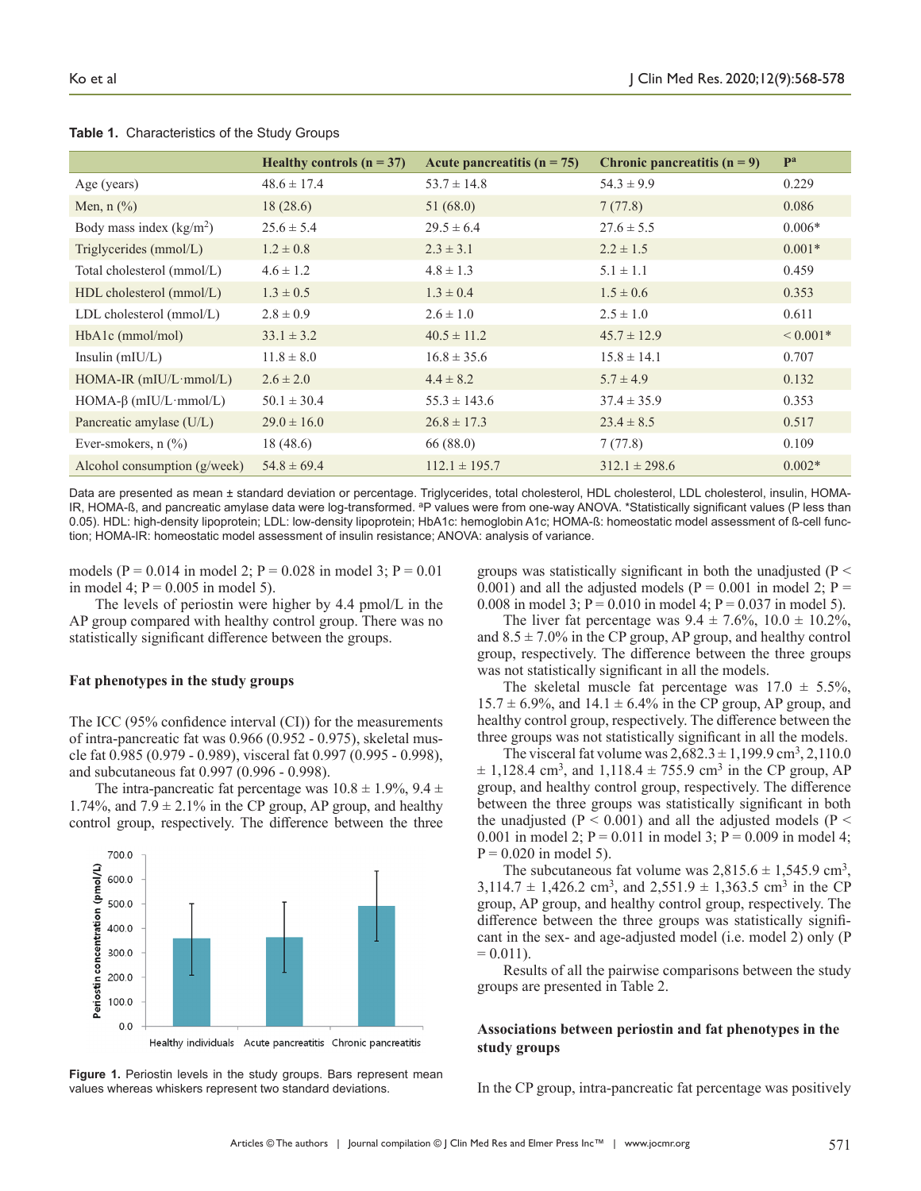**Table 1.** Characteristics of the Study Groups

| | Healthy controls (n = 37) | Acute pancreatitis (n = 75) | Chronic pancreatitis (n = 9) | P[a] |
|---|---|---|---|---|
| Age (years) | 48.6 ± 17.4 | 53.7 ± 14.8 | 54.3 ± 9.9 | 0.229 |
| Men, n (%) | 18 (28.6) | 51 (68.0) | 7 (77.8) | 0.086 |
| Body mass index (kg/m$^2$) | 25.6 ± 5.4 | 29.5 ± 6.4 | 27.6 ± 5.5 | 0.006* |
| Triglycerides (mmol/L) | 1.2 ± 0.8 | 2.3 ± 3.1 | 2.2 ± 1.5 | 0.001* |
| Total cholesterol (mmol/L) | 4.6 ± 1.2 | 4.8 ± 1.3 | 5.1 ± 1.1 | 0.459 |
| HDL cholesterol (mmol/L) | 1.3 ± 0.5 | 1.3 ± 0.4 | 1.5 ± 0.6 | 0.353 |
| LDL cholesterol (mmol/L) | 2.8 ± 0.9 | 2.6 ± 1.0 | 2.5 ± 1.0 | 0.611 |
| HbA1c (mmol/mol) | 33.1 ± 3.2 | 40.5 ± 11.2 | 45.7 ± 12.9 | < 0.001* |
| Insulin (mIU/L) | 11.8 ± 8.0 | 16.8 ± 35.6 | 15.8 ± 14.1 | 0.707 |
| HOMA-IR (mIU/L·mmol/L) | 2.6 ± 2.0 | 4.4 ± 8.2 | 5.7 ± 4.9 | 0.132 |
| HOMA-β (mIU/L·mmol/L) | 50.1 ± 30.4 | 55.3 ± 143.6 | 37.4 ± 35.9 | 0.353 |
| Pancreatic amylase (U/L) | 29.0 ± 16.0 | 26.8 ± 17.3 | 23.4 ± 8.5 | 0.517 |
| Ever-smokers, n (%) | 18 (48.6) | 66 (88.0) | 7 (77.8) | 0.109 |
| Alcohol consumption (g/week) | 54.8 ± 69.4 | 112.1 ± 195.7 | 312.1 ± 298.6 | 0.002* |

Data are presented as mean ± standard deviation or percentage. Triglycerides, total cholesterol, HDL cholesterol, LDL cholesterol, insulin, HOMA-IR, HOMA-ß, and pancreatic amylase data were log-transformed. [a]P values were from one-way ANOVA. *Statistically significant values (P less than 0.05). HDL: high-density lipoprotein; LDL: low-density lipoprotein; HbA1c: hemoglobin A1c; HOMA-ß: homeostatic model assessment of ß-cell function; HOMA-IR: homeostatic model assessment of insulin resistance; ANOVA: analysis of variance.

models (P = 0.014 in model 2; P = 0.028 in model 3; P = 0.01 in model 4; P = 0.005 in model 5).

The levels of periostin were higher by 4.4 pmol/L in the AP group compared with healthy control group. There was no statistically significant difference between the groups.

### Fat phenotypes in the study groups

The ICC (95% confidence interval (CI)) for the measurements of intra-pancreatic fat was 0.966 (0.952 - 0.975), skeletal muscle fat 0.985 (0.979 - 0.989), visceral fat 0.997 (0.995 - 0.998), and subcutaneous fat 0.997 (0.996 - 0.998).

The intra-pancreatic fat percentage was 10.8 ± 1.9%, 9.4 ± 1.74%, and 7.9 ± 2.1% in the CP group, AP group, and healthy control group, respectively. The difference between the three groups was statistically significant in both the unadjusted (P < 0.001) and all the adjusted models (P = 0.001 in model 2; P = 0.008 in model 3; P = 0.010 in model 4; P = 0.037 in model 5).

The liver fat percentage was 9.4 ± 7.6%, 10.0 ± 10.2%, and 8.5 ± 7.0% in the CP group, AP group, and healthy control group, respectively. The difference between the three groups was not statistically significant in all the models.

The skeletal muscle fat percentage was 17.0 ± 5.5%, 15.7 ± 6.9%, and 14.1 ± 6.4% in the CP group, AP group, and healthy control group, respectively. The difference between the three groups was not statistically significant in all the models.

The visceral fat volume was 2,682.3 ± 1,199.9 cm$^3$, 2,110.0 ± 1,128.4 cm$^3$, and 1,118.4 ± 755.9 cm$^3$ in the CP group, AP group, and healthy control group, respectively. The difference between the three groups was statistically significant in both the unadjusted (P < 0.001) and all the adjusted models (P < 0.001 in model 2; P = 0.011 in model 3; P = 0.009 in model 4; P = 0.020 in model 5).

The subcutaneous fat volume was 2,815.6 ± 1,545.9 cm$^3$, 3,114.7 ± 1,426.2 cm$^3$, and 2,551.9 ± 1,363.5 cm$^3$ in the CP group, AP group, and healthy control group, respectively. The difference between the three groups was statistically significant in the sex- and age-adjusted model (i.e. model 2) only (P = 0.011).

Results of all the pairwise comparisons between the study groups are presented in Table 2.

**Figure 1.** Periostin levels in the study groups. Bars represent mean values whereas whiskers represent two standard deviations.

### Associations between periostin and fat phenotypes in the study groups

In the CP group, intra-pancreatic fat percentage was positively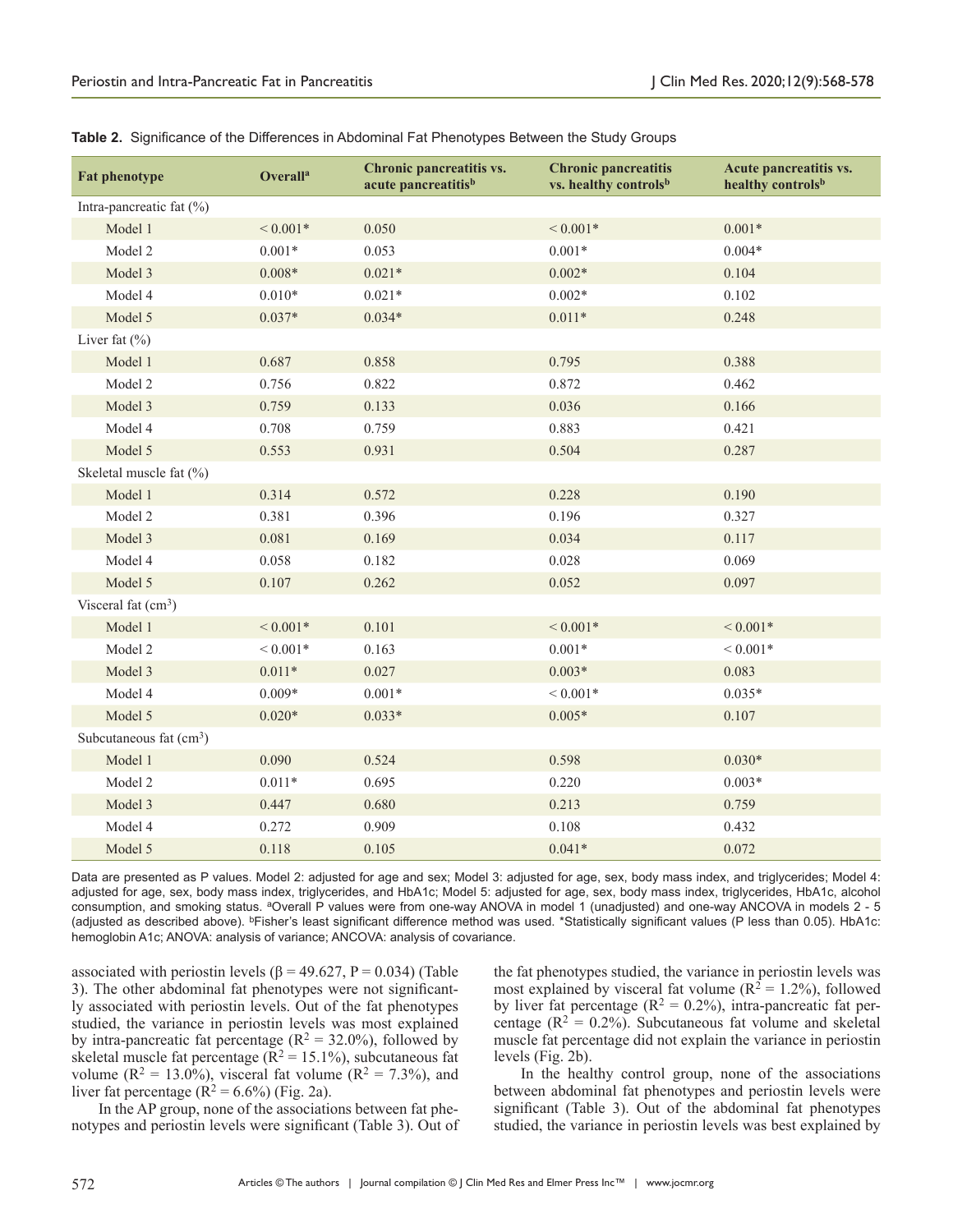**Table 2.** Significance of the Differences in Abdominal Fat Phenotypes Between the Study Groups

| Fat phenotype | Overall[a] | Chronic pancreatitis vs. acute pancreatitis[b] | Chronic pancreatitis vs. healthy controls[b] | Acute pancreatitis vs. healthy controls[b] |
|---|---|---|---|---|
| Intra-pancreatic fat (%) | | | | |
| Model 1 | < 0.001* | 0.050 | < 0.001* | 0.001* |
| Model 2 | 0.001* | 0.053 | 0.001* | 0.004* |
| Model 3 | 0.008* | 0.021* | 0.002* | 0.104 |
| Model 4 | 0.010* | 0.021* | 0.002* | 0.102 |
| Model 5 | 0.037* | 0.034* | 0.011* | 0.248 |
| Liver fat (%) | | | | |
| Model 1 | 0.687 | 0.858 | 0.795 | 0.388 |
| Model 2 | 0.756 | 0.822 | 0.872 | 0.462 |
| Model 3 | 0.759 | 0.133 | 0.036 | 0.166 |
| Model 4 | 0.708 | 0.759 | 0.883 | 0.421 |
| Model 5 | 0.553 | 0.931 | 0.504 | 0.287 |
| Skeletal muscle fat (%) | | | | |
| Model 1 | 0.314 | 0.572 | 0.228 | 0.190 |
| Model 2 | 0.381 | 0.396 | 0.196 | 0.327 |
| Model 3 | 0.081 | 0.169 | 0.034 | 0.117 |
| Model 4 | 0.058 | 0.182 | 0.028 | 0.069 |
| Model 5 | 0.107 | 0.262 | 0.052 | 0.097 |
| Visceral fat ($cm^3$) | | | | |
| Model 1 | < 0.001* | 0.101 | < 0.001* | < 0.001* |
| Model 2 | < 0.001* | 0.163 | 0.001* | < 0.001* |
| Model 3 | 0.011* | 0.027 | 0.003* | 0.083 |
| Model 4 | 0.009* | 0.001* | < 0.001* | 0.035* |
| Model 5 | 0.020* | 0.033* | 0.005* | 0.107 |
| Subcutaneous fat ($cm^3$) | | | | |
| Model 1 | 0.090 | 0.524 | 0.598 | 0.030* |
| Model 2 | 0.011* | 0.695 | 0.220 | 0.003* |
| Model 3 | 0.447 | 0.680 | 0.213 | 0.759 |
| Model 4 | 0.272 | 0.909 | 0.108 | 0.432 |
| Model 5 | 0.118 | 0.105 | 0.041* | 0.072 |

Data are presented as P values. Model 2: adjusted for age and sex; Model 3: adjusted for age, sex, body mass index, and triglycerides; Model 4: adjusted for age, sex, body mass index, triglycerides, and HbA1c; Model 5: adjusted for age, sex, body mass index, triglycerides, HbA1c, alcohol consumption, and smoking status. [a]Overall P values were from one-way ANOVA in model 1 (unadjusted) and one-way ANCOVA in models 2 - 5 (adjusted as described above). [b]Fisher's least significant difference method was used. *Statistically significant values (P less than 0.05). HbA1c: hemoglobin A1c; ANOVA: analysis of variance; ANCOVA: analysis of covariance.

associated with periostin levels ($\beta = 49.627$, $P = 0.034$) (Table 3). The other abdominal fat phenotypes were not significantly associated with periostin levels. Out of the fat phenotypes studied, the variance in periostin levels was most explained by intra-pancreatic fat percentage ($R^2 = 32.0\%$), followed by skeletal muscle fat percentage ($R^2 = 15.1\%$), subcutaneous fat volume ($R^2 = 13.0\%$), visceral fat volume ($R^2 = 7.3\%$), and liver fat percentage ($R^2 = 6.6\%$) (Fig. 2a).

In the AP group, none of the associations between fat phenotypes and periostin levels were significant (Table 3). Out of the fat phenotypes studied, the variance in periostin levels was most explained by visceral fat volume ($R^2 = 1.2\%$), followed by liver fat percentage ($R^2 = 0.2\%$), intra-pancreatic fat percentage ($R^2 = 0.2\%$). Subcutaneous fat volume and skeletal muscle fat percentage did not explain the variance in periostin levels (Fig. 2b).

In the healthy control group, none of the associations between abdominal fat phenotypes and periostin levels were significant (Table 3). Out of the abdominal fat phenotypes studied, the variance in periostin levels was best explained by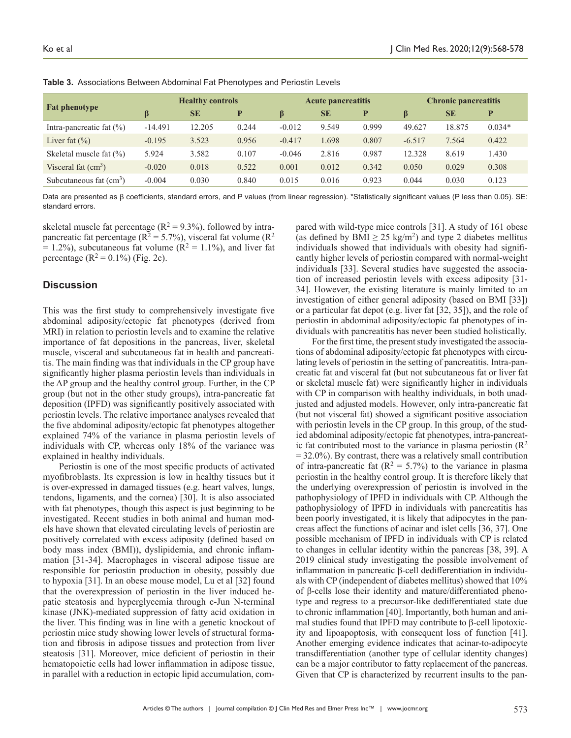**Table 3.** Associations Between Abdominal Fat Phenotypes and Periostin Levels

| Fat phenotype | Healthy controls | | | Acute pancreatitis | | | Chronic pancreatitis | | |
|---|---|---|---|---|---|---|---|---|---|
| | β | SE | P | β | SE | P | β | SE | P |
| Intra-pancreatic fat (%) | -14.491 | 12.205 | 0.244 | -0.012 | 9.549 | 0.999 | 49.627 | 18.875 | 0.034* |
| Liver fat (%) | -0.195 | 3.523 | 0.956 | -0.417 | 1.698 | 0.807 | -6.517 | 7.564 | 0.422 |
| Skeletal muscle fat (%) | 5.924 | 3.582 | 0.107 | -0.046 | 2.816 | 0.987 | 12.328 | 8.619 | 1.430 |
| Visceral fat ($cm^3$) | -0.020 | 0.018 | 0.522 | 0.001 | 0.012 | 0.342 | 0.050 | 0.029 | 0.308 |
| Subcutaneous fat ($cm^3$) | -0.004 | 0.030 | 0.840 | 0.015 | 0.016 | 0.923 | 0.044 | 0.030 | 0.123 |

Data are presented as β coefficients, standard errors, and P values (from linear regression). *Statistically significant values (P less than 0.05). SE: standard errors.

skeletal muscle fat percentage ($R^2$ = 9.3%), followed by intra-pancreatic fat percentage ($R^2$ = 5.7%), visceral fat volume ($R^2$ = 1.2%), subcutaneous fat volume ($R^2$ = 1.1%), and liver fat percentage ($R^2$ = 0.1%) (Fig. 2c).

## Discussion

This was the first study to comprehensively investigate five abdominal adiposity/ectopic fat phenotypes (derived from MRI) in relation to periostin levels and to examine the relative importance of fat depositions in the pancreas, liver, skeletal muscle, visceral and subcutaneous fat in health and pancreatitis. The main finding was that individuals in the CP group have significantly higher plasma periostin levels than individuals in the AP group and the healthy control group. Further, in the CP group (but not in the other study groups), intra-pancreatic fat deposition (IPFD) was significantly positively associated with periostin levels. The relative importance analyses revealed that the five abdominal adiposity/ectopic fat phenotypes altogether explained 74% of the variance in plasma periostin levels of individuals with CP, whereas only 18% of the variance was explained in healthy individuals.

Periostin is one of the most specific products of activated myofibroblasts. Its expression is low in healthy tissues but it is over-expressed in damaged tissues (e.g. heart valves, lungs, tendons, ligaments, and the cornea) [30]. It is also associated with fat phenotypes, though this aspect is just beginning to be investigated. Recent studies in both animal and human models have shown that elevated circulating levels of periostin are positively correlated with excess adiposity (defined based on body mass index (BMI)), dyslipidemia, and chronic inflammation [31-34]. Macrophages in visceral adipose tissue are responsible for periostin production in obesity, possibly due to hypoxia [31]. In an obese mouse model, Lu et al [32] found that the overexpression of periostin in the liver induced hepatic steatosis and hyperglycemia through c-Jun N-terminal kinase (JNK)-mediated suppression of fatty acid oxidation in the liver. This finding was in line with a genetic knockout of periostin mice study showing lower levels of structural formation and fibrosis in adipose tissues and protection from liver steatosis [31]. Moreover, mice deficient of periostin in their hematopoietic cells had lower inflammation in adipose tissue, in parallel with a reduction in ectopic lipid accumulation, compared with wild-type mice controls [31]. A study of 161 obese (as defined by BMI ≥ 25 $kg/m^2$) and type 2 diabetes mellitus individuals showed that individuals with obesity had significantly higher levels of periostin compared with normal-weight individuals [33]. Several studies have suggested the association of increased periostin levels with excess adiposity [31-34]. However, the existing literature is mainly limited to an investigation of either general adiposity (based on BMI [33]) or a particular fat depot (e.g. liver fat [32, 35]), and the role of periostin in abdominal adiposity/ectopic fat phenotypes of individuals with pancreatitis has never been studied holistically.

For the first time, the present study investigated the associations of abdominal adiposity/ectopic fat phenotypes with circulating levels of periostin in the setting of pancreatitis. Intra-pancreatic fat and visceral fat (but not subcutaneous fat or liver fat or skeletal muscle fat) were significantly higher in individuals with CP in comparison with healthy individuals, in both unadjusted and adjusted models. However, only intra-pancreatic fat (but not visceral fat) showed a significant positive association with periostin levels in the CP group. In this group, of the studied abdominal adiposity/ectopic fat phenotypes, intra-pancreatic fat contributed most to the variance in plasma periostin ($R^2$ = 32.0%). By contrast, there was a relatively small contribution of intra-pancreatic fat ($R^2$ = 5.7%) to the variance in plasma periostin in the healthy control group. It is therefore likely that the underlying overexpression of periostin is involved in the pathophysiology of IPFD in individuals with CP. Although the pathophysiology of IPFD in individuals with pancreatitis has been poorly investigated, it is likely that adipocytes in the pancreas affect the functions of acinar and islet cells [36, 37]. One possible mechanism of IPFD in individuals with CP is related to changes in cellular identity within the pancreas [38, 39]. A 2019 clinical study investigating the possible involvement of inflammation in pancreatic β-cell dedifferentiation in individuals with CP (independent of diabetes mellitus) showed that 10% of β-cells lose their identity and mature/differentiated phenotype and regress to a precursor-like dedifferentiated state due to chronic inflammation [40]. Importantly, both human and animal studies found that IPFD may contribute to β-cell lipotoxicity and lipoapoptosis, with consequent loss of function [41]. Another emerging evidence indicates that acinar-to-adipocyte transdifferentiation (another type of cellular identity changes) can be a major contributor to fatty replacement of the pancreas. Given that CP is characterized by recurrent insults to the pan-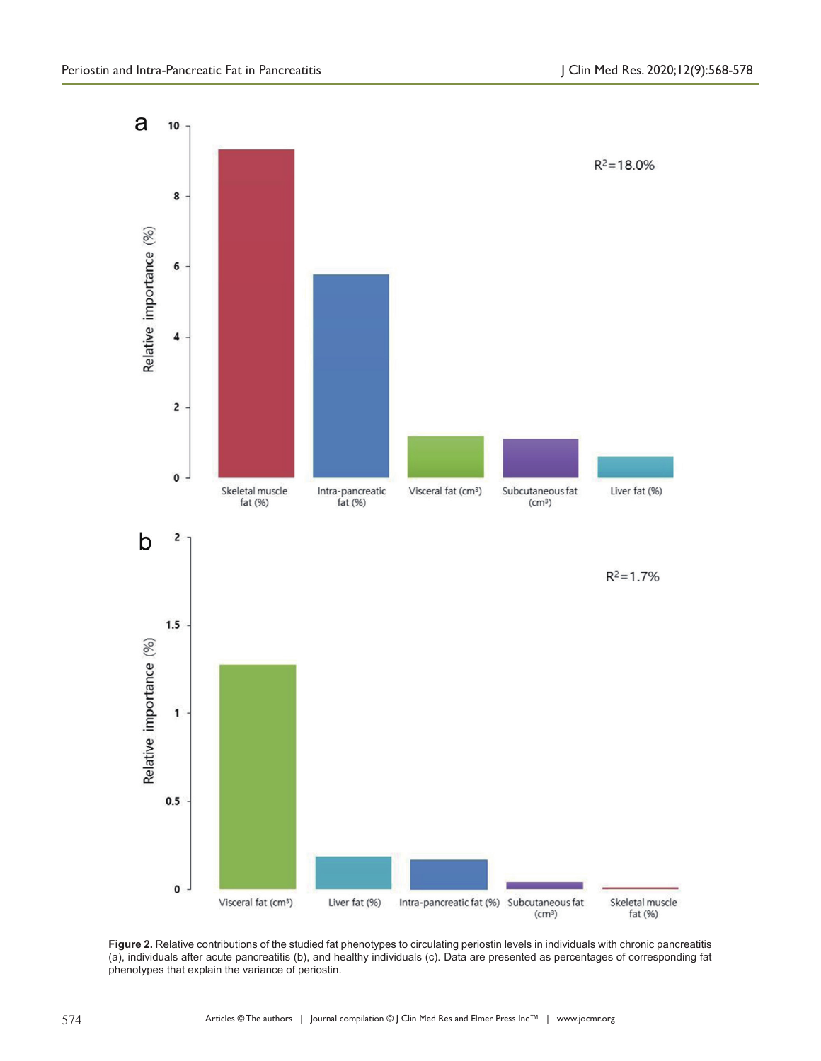**Figure 2.** Relative contributions of the studied fat phenotypes to circulating periostin levels in individuals with chronic pancreatitis (a), individuals after acute pancreatitis (b), and healthy individuals (c). Data are presented as percentages of corresponding fat phenotypes that explain the variance of periostin.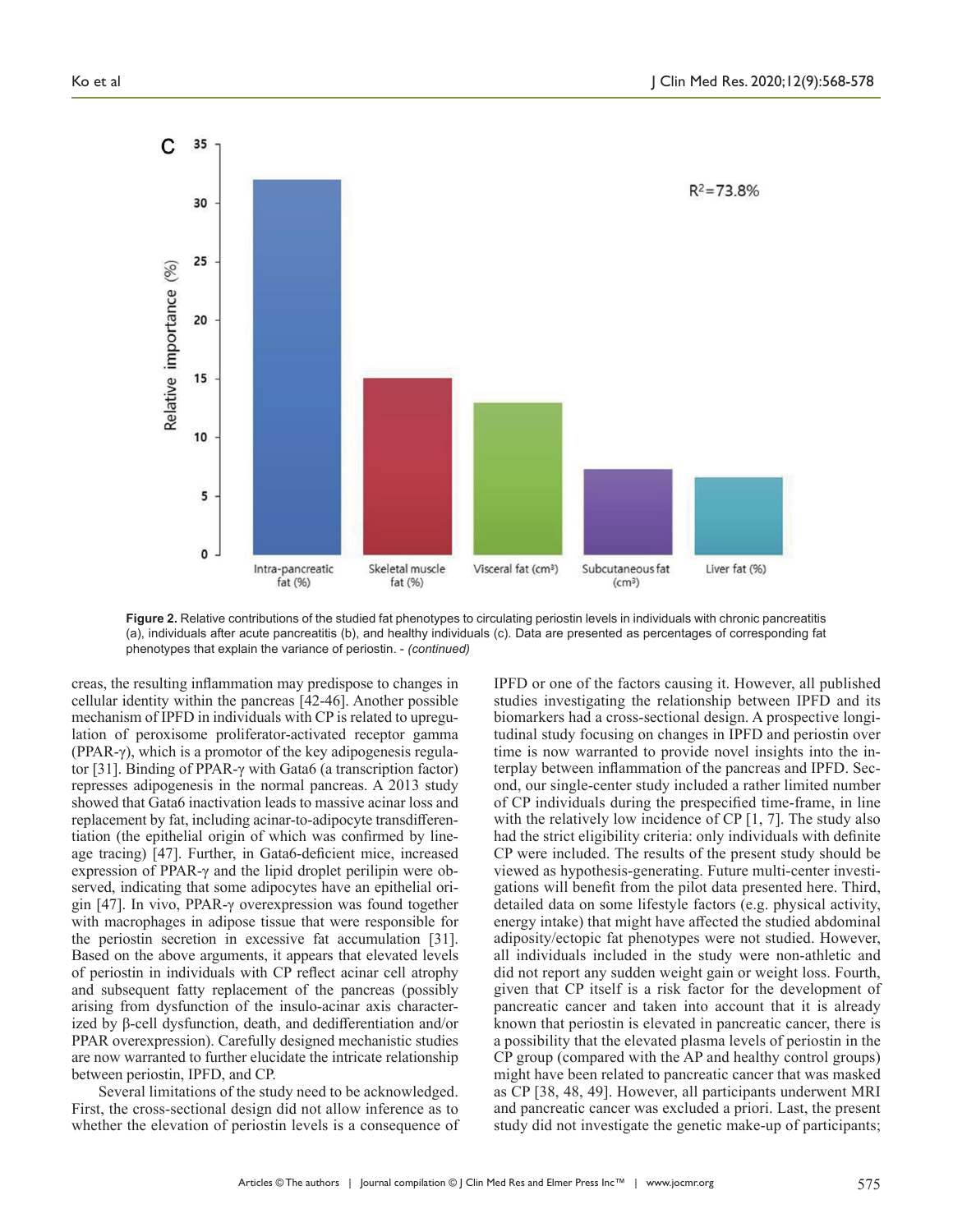Figure 2. Relative contributions of the studied fat phenotypes to circulating periostin levels in individuals with chronic pancreatitis (a), individuals after acute pancreatitis (b), and healthy individuals (c). Data are presented as percentages of corresponding fat phenotypes that explain the variance of periostin. - *(continued)*

creas, the resulting inflammation may predispose to changes in cellular identity within the pancreas [42-46]. Another possible mechanism of IPFD in individuals with CP is related to upregulation of peroxisome proliferator-activated receptor gamma (PPAR-γ), which is a promotor of the key adipogenesis regulator [31]. Binding of PPAR-γ with Gata6 (a transcription factor) represses adipogenesis in the normal pancreas. A 2013 study showed that Gata6 inactivation leads to massive acinar loss and replacement by fat, including acinar-to-adipocyte transdifferentiation (the epithelial origin of which was confirmed by lineage tracing) [47]. Further, in Gata6-deficient mice, increased expression of PPAR-γ and the lipid droplet perilipin were observed, indicating that some adipocytes have an epithelial origin [47]. In vivo, PPAR-γ overexpression was found together with macrophages in adipose tissue that were responsible for the periostin secretion in excessive fat accumulation [31]. Based on the above arguments, it appears that elevated levels of periostin in individuals with CP reflect acinar cell atrophy and subsequent fatty replacement of the pancreas (possibly arising from dysfunction of the insulo-acinar axis characterized by β-cell dysfunction, death, and dedifferentiation and/or PPAR overexpression). Carefully designed mechanistic studies are now warranted to further elucidate the intricate relationship between periostin, IPFD, and CP.

Several limitations of the study need to be acknowledged. First, the cross-sectional design did not allow inference as to whether the elevation of periostin levels is a consequence of IPFD or one of the factors causing it. However, all published studies investigating the relationship between IPFD and its biomarkers had a cross-sectional design. A prospective longitudinal study focusing on changes in IPFD and periostin over time is now warranted to provide novel insights into the interplay between inflammation of the pancreas and IPFD. Second, our single-center study included a rather limited number of CP individuals during the prespecified time-frame, in line with the relatively low incidence of CP [1, 7]. The study also had the strict eligibility criteria: only individuals with definite CP were included. The results of the present study should be viewed as hypothesis-generating. Future multi-center investigations will benefit from the pilot data presented here. Third, detailed data on some lifestyle factors (e.g. physical activity, energy intake) that might have affected the studied abdominal adiposity/ectopic fat phenotypes were not studied. However, all individuals included in the study were non-athletic and did not report any sudden weight gain or weight loss. Fourth, given that CP itself is a risk factor for the development of pancreatic cancer and taken into account that it is already known that periostin is elevated in pancreatic cancer, there is a possibility that the elevated plasma levels of periostin in the CP group (compared with the AP and healthy control groups) might have been related to pancreatic cancer that was masked as CP [38, 48, 49]. However, all participants underwent MRI and pancreatic cancer was excluded a priori. Last, the present study did not investigate the genetic make-up of participants;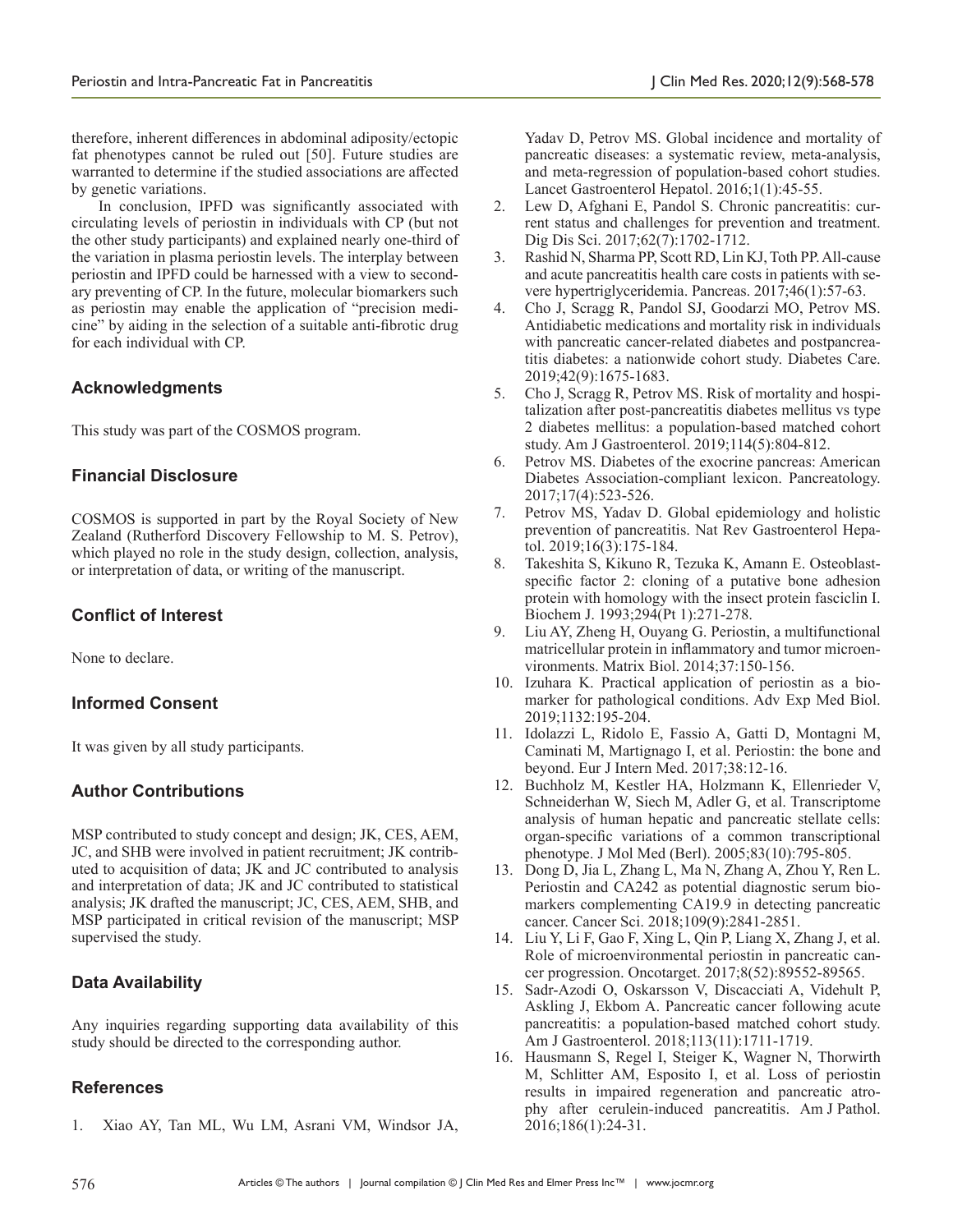therefore, inherent differences in abdominal adiposity/ectopic fat phenotypes cannot be ruled out [50]. Future studies are warranted to determine if the studied associations are affected by genetic variations.

In conclusion, IPFD was significantly associated with circulating levels of periostin in individuals with CP (but not the other study participants) and explained nearly one-third of the variation in plasma periostin levels. The interplay between periostin and IPFD could be harnessed with a view to secondary preventing of CP. In the future, molecular biomarkers such as periostin may enable the application of "precision medicine" by aiding in the selection of a suitable anti-fibrotic drug for each individual with CP.

## Acknowledgments

This study was part of the COSMOS program.

## Financial Disclosure

COSMOS is supported in part by the Royal Society of New Zealand (Rutherford Discovery Fellowship to M. S. Petrov), which played no role in the study design, collection, analysis, or interpretation of data, or writing of the manuscript.

## Conflict of Interest

None to declare.

## Informed Consent

It was given by all study participants.

## Author Contributions

MSP contributed to study concept and design; JK, CES, AEM, JC, and SHB were involved in patient recruitment; JK contributed to acquisition of data; JK and JC contributed to analysis and interpretation of data; JK and JC contributed to statistical analysis; JK drafted the manuscript; JC, CES, AEM, SHB, and MSP participated in critical revision of the manuscript; MSP supervised the study.

## Data Availability

Any inquiries regarding supporting data availability of this study should be directed to the corresponding author.

## References

1. Xiao AY, Tan ML, Wu LM, Asrani VM, Windsor JA, Yadav D, Petrov MS. Global incidence and mortality of pancreatic diseases: a systematic review, meta-analysis, and meta-regression of population-based cohort studies. Lancet Gastroenterol Hepatol. 2016;1(1):45-55.
2. Lew D, Afghani E, Pandol S. Chronic pancreatitis: current status and challenges for prevention and treatment. Dig Dis Sci. 2017;62(7):1702-1712.
3. Rashid N, Sharma PP, Scott RD, Lin KJ, Toth PP. All-cause and acute pancreatitis health care costs in patients with severe hypertriglyceridemia. Pancreas. 2017;46(1):57-63.
4. Cho J, Scragg R, Pandol SJ, Goodarzi MO, Petrov MS. Antidiabetic medications and mortality risk in individuals with pancreatic cancer-related diabetes and postpancreatitis diabetes: a nationwide cohort study. Diabetes Care. 2019;42(9):1675-1683.
5. Cho J, Scragg R, Petrov MS. Risk of mortality and hospitalization after post-pancreatitis diabetes mellitus vs type 2 diabetes mellitus: a population-based matched cohort study. Am J Gastroenterol. 2019;114(5):804-812.
6. Petrov MS. Diabetes of the exocrine pancreas: American Diabetes Association-compliant lexicon. Pancreatology. 2017;17(4):523-526.
7. Petrov MS, Yadav D. Global epidemiology and holistic prevention of pancreatitis. Nat Rev Gastroenterol Hepatol. 2019;16(3):175-184.
8. Takeshita S, Kikuno R, Tezuka K, Amann E. Osteoblast-specific factor 2: cloning of a putative bone adhesion protein with homology with the insect protein fasciclin I. Biochem J. 1993;294(Pt 1):271-278.
9. Liu AY, Zheng H, Ouyang G. Periostin, a multifunctional matricellular protein in inflammatory and tumor microenvironments. Matrix Biol. 2014;37:150-156.
10. Izuhara K. Practical application of periostin as a biomarker for pathological conditions. Adv Exp Med Biol. 2019;1132:195-204.
11. Idolazzi L, Ridolo E, Fassio A, Gatti D, Montagni M, Caminati M, Martignago I, et al. Periostin: the bone and beyond. Eur J Intern Med. 2017;38:12-16.
12. Buchholz M, Kestler HA, Holzmann K, Ellenrieder V, Schneiderhan W, Siech M, Adler G, et al. Transcriptome analysis of human hepatic and pancreatic stellate cells: organ-specific variations of a common transcriptional phenotype. J Mol Med (Berl). 2005;83(10):795-805.
13. Dong D, Jia L, Zhang L, Ma N, Zhang A, Zhou Y, Ren L. Periostin and CA242 as potential diagnostic serum biomarkers complementing CA19.9 in detecting pancreatic cancer. Cancer Sci. 2018;109(9):2841-2851.
14. Liu Y, Li F, Gao F, Xing L, Qin P, Liang X, Zhang J, et al. Role of microenvironmental periostin in pancreatic cancer progression. Oncotarget. 2017;8(52):89552-89565.
15. Sadr-Azodi O, Oskarsson V, Discacciati A, Videhult P, Askling J, Ekbom A. Pancreatic cancer following acute pancreatitis: a population-based matched cohort study. Am J Gastroenterol. 2018;113(11):1711-1719.
16. Hausmann S, Regel I, Steiger K, Wagner N, Thorwirth M, Schlitter AM, Esposito I, et al. Loss of periostin results in impaired regeneration and pancreatic atrophy after cerulein-induced pancreatitis. Am J Pathol. 2016;186(1):24-31.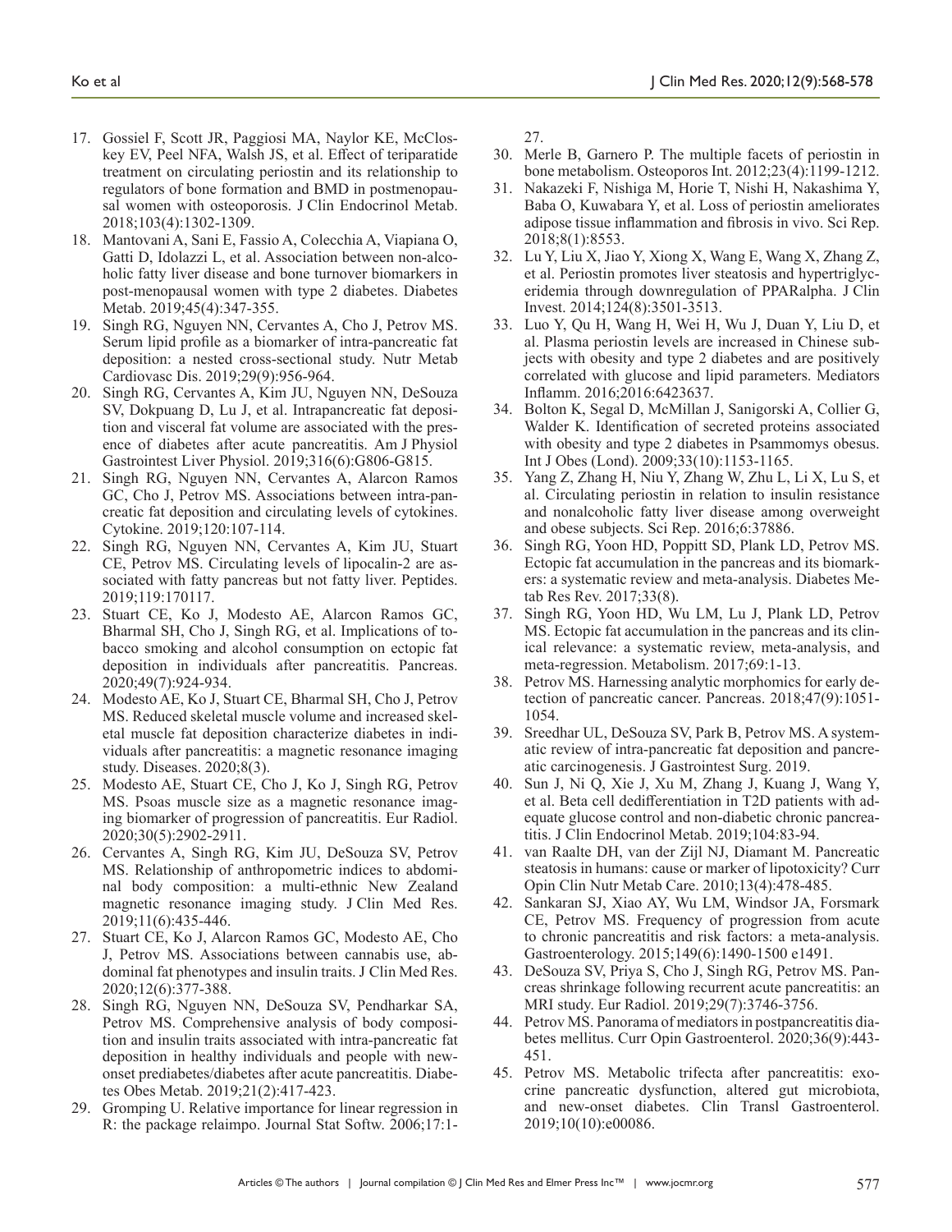17. Gossiel F, Scott JR, Paggiosi MA, Naylor KE, McCloskey EV, Peel NFA, Walsh JS, et al. Effect of teriparatide treatment on circulating periostin and its relationship to regulators of bone formation and BMD in postmenopausal women with osteoporosis. J Clin Endocrinol Metab. 2018;103(4):1302-1309.
18. Mantovani A, Sani E, Fassio A, Colecchia A, Viapiana O, Gatti D, Idolazzi L, et al. Association between non-alcoholic fatty liver disease and bone turnover biomarkers in post-menopausal women with type 2 diabetes. Diabetes Metab. 2019;45(4):347-355.
19. Singh RG, Nguyen NN, Cervantes A, Cho J, Petrov MS. Serum lipid profile as a biomarker of intra-pancreatic fat deposition: a nested cross-sectional study. Nutr Metab Cardiovasc Dis. 2019;29(9):956-964.
20. Singh RG, Cervantes A, Kim JU, Nguyen NN, DeSouza SV, Dokpuang D, Lu J, et al. Intrapancreatic fat deposition and visceral fat volume are associated with the presence of diabetes after acute pancreatitis. Am J Physiol Gastrointest Liver Physiol. 2019;316(6):G806-G815.
21. Singh RG, Nguyen NN, Cervantes A, Alarcon Ramos GC, Cho J, Petrov MS. Associations between intra-pancreatic fat deposition and circulating levels of cytokines. Cytokine. 2019;120:107-114.
22. Singh RG, Nguyen NN, Cervantes A, Kim JU, Stuart CE, Petrov MS. Circulating levels of lipocalin-2 are associated with fatty pancreas but not fatty liver. Peptides. 2019;119:170117.
23. Stuart CE, Ko J, Modesto AE, Alarcon Ramos GC, Bharmal SH, Cho J, Singh RG, et al. Implications of tobacco smoking and alcohol consumption on ectopic fat deposition in individuals after pancreatitis. Pancreas. 2020;49(7):924-934.
24. Modesto AE, Ko J, Stuart CE, Bharmal SH, Cho J, Petrov MS. Reduced skeletal muscle volume and increased skeletal muscle fat deposition characterize diabetes in individuals after pancreatitis: a magnetic resonance imaging study. Diseases. 2020;8(3).
25. Modesto AE, Stuart CE, Cho J, Ko J, Singh RG, Petrov MS. Psoas muscle size as a magnetic resonance imaging biomarker of progression of pancreatitis. Eur Radiol. 2020;30(5):2902-2911.
26. Cervantes A, Singh RG, Kim JU, DeSouza SV, Petrov MS. Relationship of anthropometric indices to abdominal body composition: a multi-ethnic New Zealand magnetic resonance imaging study. J Clin Med Res. 2019;11(6):435-446.
27. Stuart CE, Ko J, Alarcon Ramos GC, Modesto AE, Cho J, Petrov MS. Associations between cannabis use, abdominal fat phenotypes and insulin traits. J Clin Med Res. 2020;12(6):377-388.
28. Singh RG, Nguyen NN, DeSouza SV, Pendharkar SA, Petrov MS. Comprehensive analysis of body composition and insulin traits associated with intra-pancreatic fat deposition in healthy individuals and people with new-onset prediabetes/diabetes after acute pancreatitis. Diabetes Obes Metab. 2019;21(2):417-423.
29. Gromping U. Relative importance for linear regression in R: the package relaimpo. Journal Stat Softw. 2006;17:1-27.
30. Merle B, Garnero P. The multiple facets of periostin in bone metabolism. Osteoporos Int. 2012;23(4):1199-1212.
31. Nakazeki F, Nishiga M, Horie T, Nishi H, Nakashima Y, Baba O, Kuwabara Y, et al. Loss of periostin ameliorates adipose tissue inflammation and fibrosis in vivo. Sci Rep. 2018;8(1):8553.
32. Lu Y, Liu X, Jiao Y, Xiong X, Wang E, Wang X, Zhang Z, et al. Periostin promotes liver steatosis and hypertriglyceridemia through downregulation of PPARalpha. J Clin Invest. 2014;124(8):3501-3513.
33. Luo Y, Qu H, Wang H, Wei H, Wu J, Duan Y, Liu D, et al. Plasma periostin levels are increased in Chinese subjects with obesity and type 2 diabetes and are positively correlated with glucose and lipid parameters. Mediators Inflamm. 2016;2016:6423637.
34. Bolton K, Segal D, McMillan J, Sanigorski A, Collier G, Walder K. Identification of secreted proteins associated with obesity and type 2 diabetes in Psammomys obesus. Int J Obes (Lond). 2009;33(10):1153-1165.
35. Yang Z, Zhang H, Niu Y, Zhang W, Zhu L, Li X, Lu S, et al. Circulating periostin in relation to insulin resistance and nonalcoholic fatty liver disease among overweight and obese subjects. Sci Rep. 2016;6:37886.
36. Singh RG, Yoon HD, Poppitt SD, Plank LD, Petrov MS. Ectopic fat accumulation in the pancreas and its biomarkers: a systematic review and meta-analysis. Diabetes Metab Res Rev. 2017;33(8).
37. Singh RG, Yoon HD, Wu LM, Lu J, Plank LD, Petrov MS. Ectopic fat accumulation in the pancreas and its clinical relevance: a systematic review, meta-analysis, and meta-regression. Metabolism. 2017;69:1-13.
38. Petrov MS. Harnessing analytic morphomics for early detection of pancreatic cancer. Pancreas. 2018;47(9):1051-1054.
39. Sreedhar UL, DeSouza SV, Park B, Petrov MS. A systematic review of intra-pancreatic fat deposition and pancreatic carcinogenesis. J Gastrointest Surg. 2019.
40. Sun J, Ni Q, Xie J, Xu M, Zhang J, Kuang J, Wang Y, et al. Beta cell dedifferentiation in T2D patients with adequate glucose control and non-diabetic chronic pancreatitis. J Clin Endocrinol Metab. 2019;104:83-94.
41. van Raalte DH, van der Zijl NJ, Diamant M. Pancreatic steatosis in humans: cause or marker of lipotoxicity? Curr Opin Clin Nutr Metab Care. 2010;13(4):478-485.
42. Sankaran SJ, Xiao AY, Wu LM, Windsor JA, Forsmark CE, Petrov MS. Frequency of progression from acute to chronic pancreatitis and risk factors: a meta-analysis. Gastroenterology. 2015;149(6):1490-1500 e1491.
43. DeSouza SV, Priya S, Cho J, Singh RG, Petrov MS. Pancreas shrinkage following recurrent acute pancreatitis: an MRI study. Eur Radiol. 2019;29(7):3746-3756.
44. Petrov MS. Panorama of mediators in postpancreatitis diabetes mellitus. Curr Opin Gastroenterol. 2020;36(9):443-451.
45. Petrov MS. Metabolic trifecta after pancreatitis: exocrine pancreatic dysfunction, altered gut microbiota, and new-onset diabetes. Clin Transl Gastroenterol. 2019;10(10):e00086.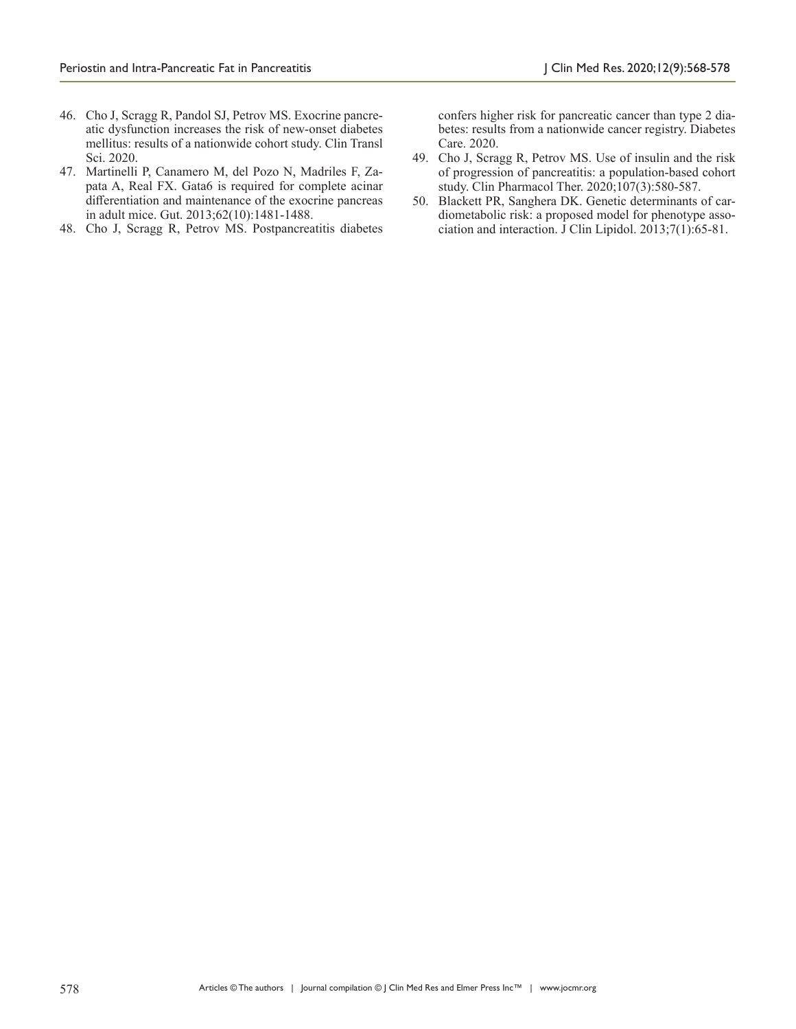46. Cho J, Scragg R, Pandol SJ, Petrov MS. Exocrine pancreatic dysfunction increases the risk of new-onset diabetes mellitus: results of a nationwide cohort study. Clin Transl Sci. 2020.
47. Martinelli P, Canamero M, del Pozo N, Madriles F, Zapata A, Real FX. Gata6 is required for complete acinar differentiation and maintenance of the exocrine pancreas in adult mice. Gut. 2013;62(10):1481-1488.
48. Cho J, Scragg R, Petrov MS. Postpancreatitis diabetes confers higher risk for pancreatic cancer than type 2 diabetes: results from a nationwide cancer registry. Diabetes Care. 2020.
49. Cho J, Scragg R, Petrov MS. Use of insulin and the risk of progression of pancreatitis: a population-based cohort study. Clin Pharmacol Ther. 2020;107(3):580-587.
50. Blackett PR, Sanghera DK. Genetic determinants of cardiometabolic risk: a proposed model for phenotype association and interaction. J Clin Lipidol. 2013;7(1):65-81.